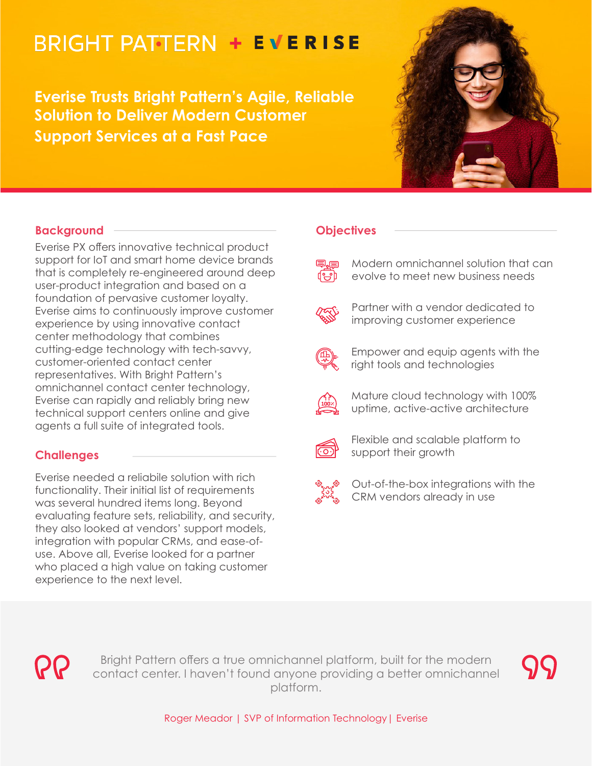BRIGHT PATTERN + EVERISE

# Everise Trusts Bright Pattern's Agile, Reliable Solution to Deliver Modern Customer Support Services at a Fast Pace

## Background

Everise PX offers innovative technical product support for IoT and smart home device brands that is completely re-engineered around deep user-product integration and based on a foundation of pervasive customer loyalty. Everise aims to continuously improve customer experience by using innovative contact center methodology that combines cutting-edge technology with tech-savvy, customer-oriented contact center representatives. With Bright Pattern's omnichannel contact center technology, Everise can rapidly and reliably bring new technical support centers online and give agents a full suite of integrated tools.

## Challenges

Everise needed a relibable solution with rich functionality. Their initial list of requirements was several hundred items long. Beyond evaluating feature sets, reliability, and security, they also looked at vendors' support models, integration with popular CRMs, and ease-of-use. Above all, Everise looked for a partner who placed a high value on taking customer experience to the next level.

## Objectives

- Modern omnichannel solution that can evolve to meet new business needs
- Partner with a vendor dedicated to improving customer experience
- Empower and equip agents with the right tools and technologies
- Mature cloud technology with 100% uptime, active-active architecture
- Flexible and scalable platform to support their growth
- Out-of-the-box integrations with the CRM vendors already in use

> Bright Pattern offers a true omnichannel platform, built for the modern contact center. I haven't found anyone providing a better omnichannel platform.
>
> Roger Meador | SVP of Information Technology | Everise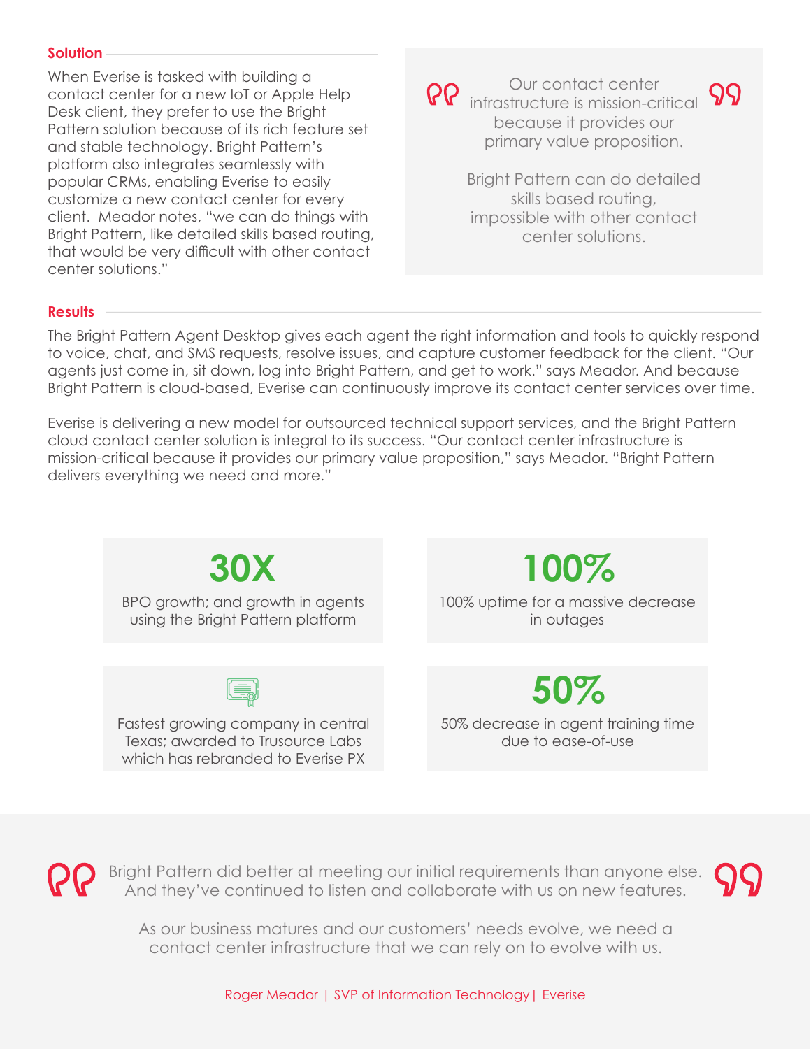## Solution

When Everise is tasked with building a contact center for a new IoT or Apple Help Desk client, they prefer to use the Bright Pattern solution because of its rich feature set and stable technology. Bright Pattern's platform also integrates seamlessly with popular CRMs, enabling Everise to easily customize a new contact center for every client. Meador notes, "we can do things with Bright Pattern, like detailed skills based routing, that would be very difficult with other contact center solutions."

> Our contact center infrastructure is mission-critical because it provides our primary value proposition.
>
> Bright Pattern can do detailed skills based routing, impossible with other contact center solutions.

## Results

The Bright Pattern Agent Desktop gives each agent the right information and tools to quickly respond to voice, chat, and SMS requests, resolve issues, and capture customer feedback for the client. "Our agents just come in, sit down, log into Bright Pattern, and get to work." says Meador. And because Bright Pattern is cloud-based, Everise can continuously improve its contact center services over time.

Everise is delivering a new model for outsourced technical support services, and the Bright Pattern cloud contact center solution is integral to its success. "Our contact center infrastructure is mission-critical because it provides our primary value proposition," says Meador. "Bright Pattern delivers everything we need and more."

**30X**

BPO growth; and growth in agents using the Bright Pattern platform

**100%**

100% uptime for a massive decrease in outages

Fastest growing company in central Texas; awarded to Trusource Labs which has rebranded to Everise PX

**50%**

50% decrease in agent training time due to ease-of-use

> Bright Pattern did better at meeting our initial requirements than anyone else. And they've continued to listen and collaborate with us on new features.
>
> As our business matures and our customers' needs evolve, we need a contact center infrastructure that we can rely on to evolve with us.

Roger Meador | SVP of Information Technology | Everise